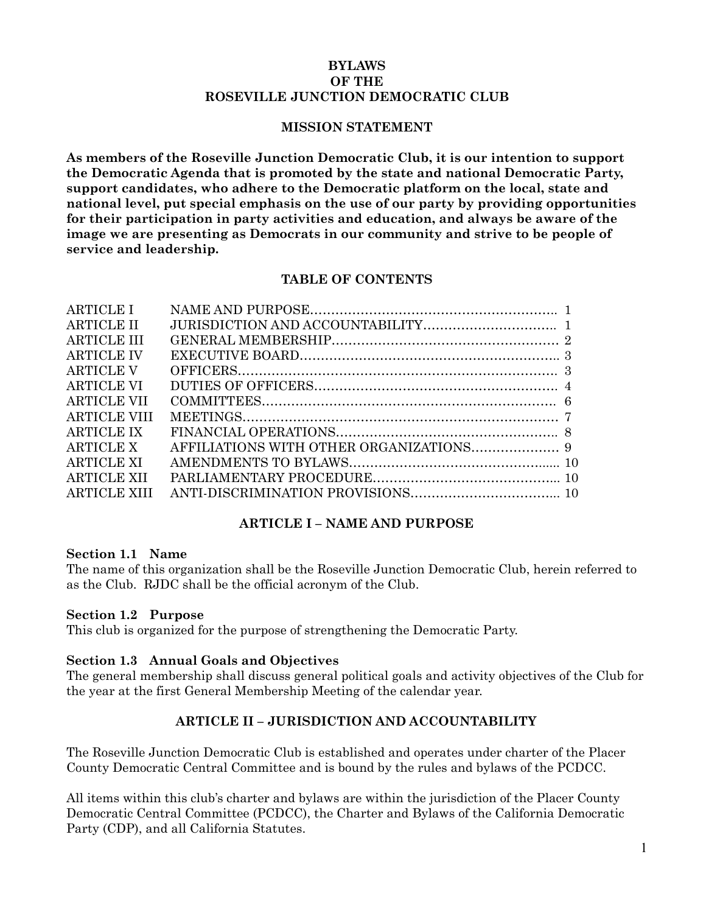# BYLAWS
# OF THE
# ROSEVILLE JUNCTION DEMOCRATIC CLUB

## MISSION STATEMENT

**As members of the Roseville Junction Democratic Club, it is our intention to support the Democratic Agenda that is promoted by the state and national Democratic Party, support candidates, who adhere to the Democratic platform on the local, state and national level, put special emphasis on the use of our party by providing opportunities for their participation in party activities and education, and always be aware of the image we are presenting as Democrats in our community and strive to be people of service and leadership.**

## TABLE OF CONTENTS

| | | |
|---|---|---|
| ARTICLE I | NAME AND PURPOSE | 1 |
| ARTICLE II | JURISDICTION AND ACCOUNTABILITY | 1 |
| ARTICLE III | GENERAL MEMBERSHIP | 2 |
| ARTICLE IV | EXECUTIVE BOARD | 3 |
| ARTICLE V | OFFICERS | 3 |
| ARTICLE VI | DUTIES OF OFFICERS | 4 |
| ARTICLE VII | COMMITTEES | 6 |
| ARTICLE VIII | MEETINGS | 7 |
| ARTICLE IX | FINANCIAL OPERATIONS | 8 |
| ARTICLE X | AFFILIATIONS WITH OTHER ORGANIZATIONS | 9 |
| ARTICLE XI | AMENDMENTS TO BYLAWS | 10 |
| ARTICLE XII | PARLIAMENTARY PROCEDURE | 10 |
| ARTICLE XIII | ANTI-DISCRIMINATION PROVISIONS | 10 |

## ARTICLE I – NAME AND PURPOSE

### Section 1.1 Name

The name of this organization shall be the Roseville Junction Democratic Club, herein referred to as the Club. RJDC shall be the official acronym of the Club.

### Section 1.2 Purpose

This club is organized for the purpose of strengthening the Democratic Party.

### Section 1.3 Annual Goals and Objectives

The general membership shall discuss general political goals and activity objectives of the Club for the year at the first General Membership Meeting of the calendar year.

## ARTICLE II – JURISDICTION AND ACCOUNTABILITY

The Roseville Junction Democratic Club is established and operates under charter of the Placer County Democratic Central Committee and is bound by the rules and bylaws of the PCDCC.

All items within this club's charter and bylaws are within the jurisdiction of the Placer County Democratic Central Committee (PCDCC), the Charter and Bylaws of the California Democratic Party (CDP), and all California Statutes.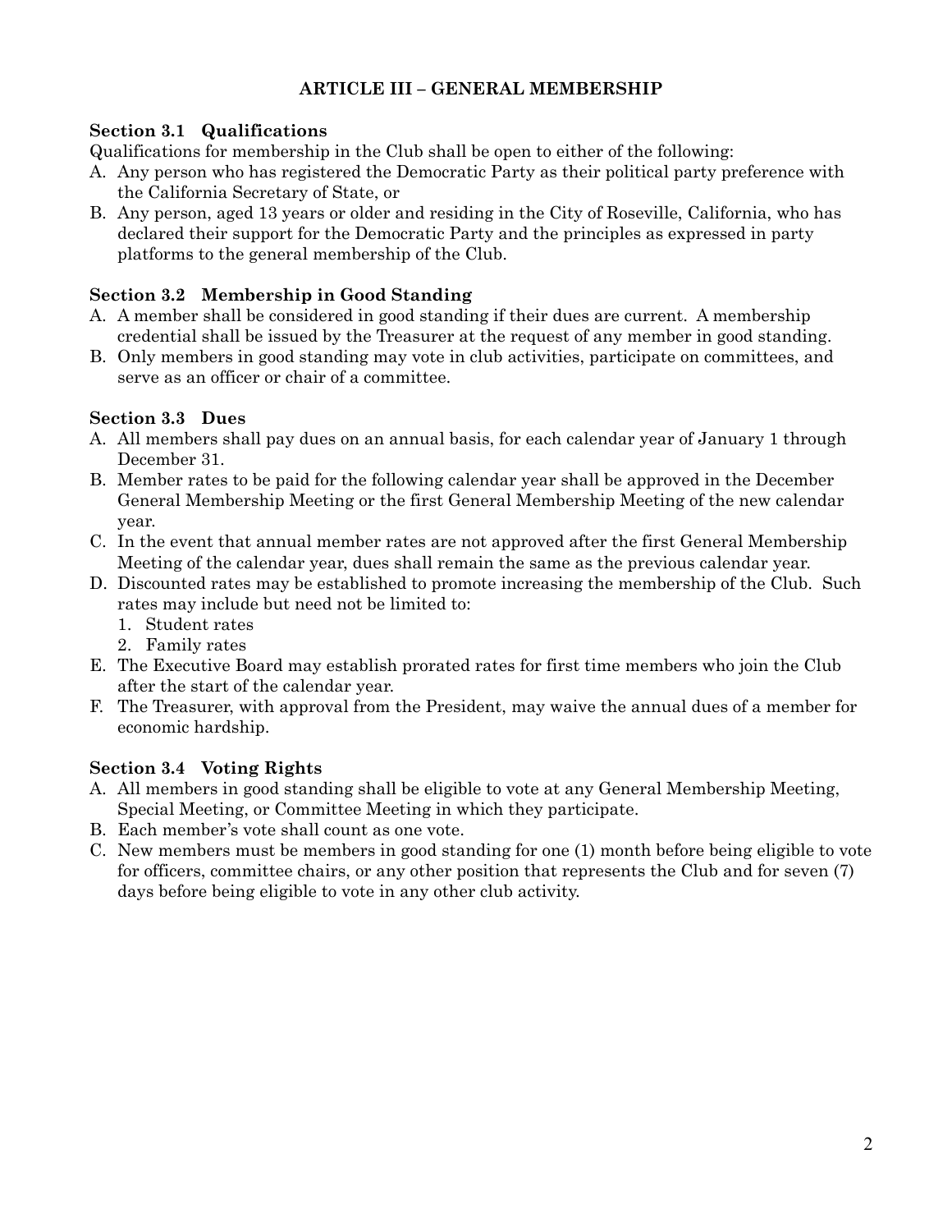## ARTICLE III – GENERAL MEMBERSHIP

**Section 3.1 Qualifications**

Qualifications for membership in the Club shall be open to either of the following:

A. Any person who has registered the Democratic Party as their political party preference with the California Secretary of State, or
B. Any person, aged 13 years or older and residing in the City of Roseville, California, who has declared their support for the Democratic Party and the principles as expressed in party platforms to the general membership of the Club.

**Section 3.2 Membership in Good Standing**

A. A member shall be considered in good standing if their dues are current. A membership credential shall be issued by the Treasurer at the request of any member in good standing.
B. Only members in good standing may vote in club activities, participate on committees, and serve as an officer or chair of a committee.

**Section 3.3 Dues**

A. All members shall pay dues on an annual basis, for each calendar year of January 1 through December 31.
B. Member rates to be paid for the following calendar year shall be approved in the December General Membership Meeting or the first General Membership Meeting of the new calendar year.
C. In the event that annual member rates are not approved after the first General Membership Meeting of the calendar year, dues shall remain the same as the previous calendar year.
D. Discounted rates may be established to promote increasing the membership of the Club. Such rates may include but need not be limited to:
   1. Student rates
   2. Family rates
E. The Executive Board may establish prorated rates for first time members who join the Club after the start of the calendar year.
F. The Treasurer, with approval from the President, may waive the annual dues of a member for economic hardship.

**Section 3.4 Voting Rights**

A. All members in good standing shall be eligible to vote at any General Membership Meeting, Special Meeting, or Committee Meeting in which they participate.
B. Each member's vote shall count as one vote.
C. New members must be members in good standing for one (1) month before being eligible to vote for officers, committee chairs, or any other position that represents the Club and for seven (7) days before being eligible to vote in any other club activity.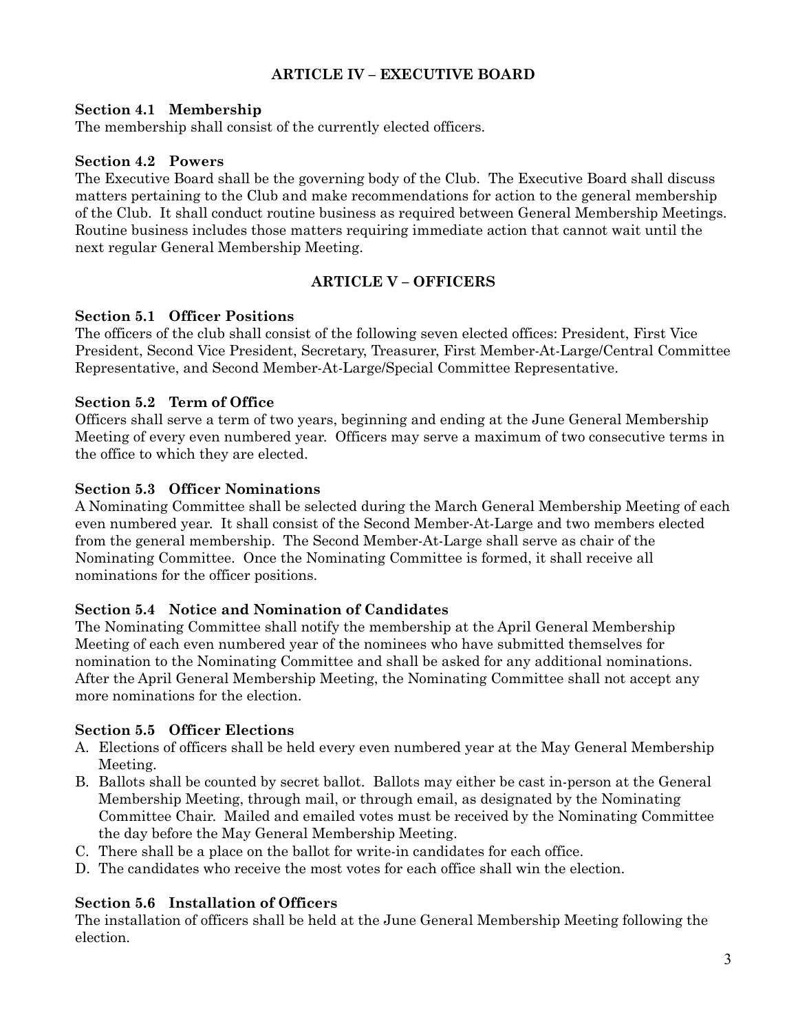## ARTICLE IV – EXECUTIVE BOARD

**Section 4.1 Membership**
The membership shall consist of the currently elected officers.

**Section 4.2 Powers**
The Executive Board shall be the governing body of the Club. The Executive Board shall discuss matters pertaining to the Club and make recommendations for action to the general membership of the Club. It shall conduct routine business as required between General Membership Meetings. Routine business includes those matters requiring immediate action that cannot wait until the next regular General Membership Meeting.

## ARTICLE V – OFFICERS

**Section 5.1 Officer Positions**
The officers of the club shall consist of the following seven elected offices: President, First Vice President, Second Vice President, Secretary, Treasurer, First Member-At-Large/Central Committee Representative, and Second Member-At-Large/Special Committee Representative.

**Section 5.2 Term of Office**
Officers shall serve a term of two years, beginning and ending at the June General Membership Meeting of every even numbered year. Officers may serve a maximum of two consecutive terms in the office to which they are elected.

**Section 5.3 Officer Nominations**
A Nominating Committee shall be selected during the March General Membership Meeting of each even numbered year. It shall consist of the Second Member-At-Large and two members elected from the general membership. The Second Member-At-Large shall serve as chair of the Nominating Committee. Once the Nominating Committee is formed, it shall receive all nominations for the officer positions.

**Section 5.4 Notice and Nomination of Candidates**
The Nominating Committee shall notify the membership at the April General Membership Meeting of each even numbered year of the nominees who have submitted themselves for nomination to the Nominating Committee and shall be asked for any additional nominations. After the April General Membership Meeting, the Nominating Committee shall not accept any more nominations for the election.

**Section 5.5 Officer Elections**

A. Elections of officers shall be held every even numbered year at the May General Membership Meeting.
B. Ballots shall be counted by secret ballot. Ballots may either be cast in-person at the General Membership Meeting, through mail, or through email, as designated by the Nominating Committee Chair. Mailed and emailed votes must be received by the Nominating Committee the day before the May General Membership Meeting.
C. There shall be a place on the ballot for write-in candidates for each office.
D. The candidates who receive the most votes for each office shall win the election.

**Section 5.6 Installation of Officers**
The installation of officers shall be held at the June General Membership Meeting following the election.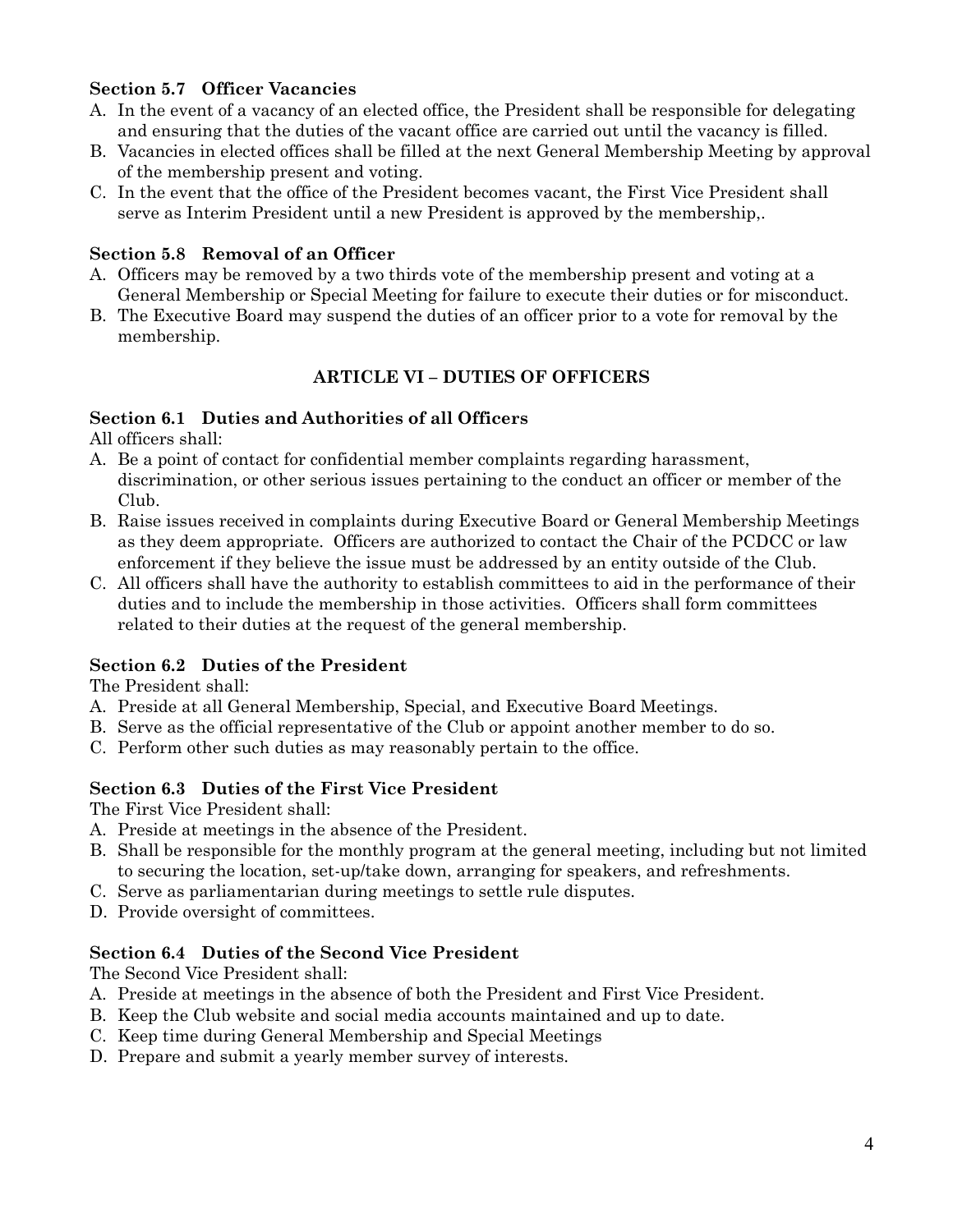**Section 5.7 Officer Vacancies**

A. In the event of a vacancy of an elected office, the President shall be responsible for delegating and ensuring that the duties of the vacant office are carried out until the vacancy is filled.
B. Vacancies in elected offices shall be filled at the next General Membership Meeting by approval of the membership present and voting.
C. In the event that the office of the President becomes vacant, the First Vice President shall serve as Interim President until a new President is approved by the membership,.

**Section 5.8 Removal of an Officer**

A. Officers may be removed by a two thirds vote of the membership present and voting at a General Membership or Special Meeting for failure to execute their duties or for misconduct.
B. The Executive Board may suspend the duties of an officer prior to a vote for removal by the membership.

## ARTICLE VI – DUTIES OF OFFICERS

**Section 6.1 Duties and Authorities of all Officers**

All officers shall:

A. Be a point of contact for confidential member complaints regarding harassment, discrimination, or other serious issues pertaining to the conduct an officer or member of the Club.
B. Raise issues received in complaints during Executive Board or General Membership Meetings as they deem appropriate. Officers are authorized to contact the Chair of the PCDCC or law enforcement if they believe the issue must be addressed by an entity outside of the Club.
C. All officers shall have the authority to establish committees to aid in the performance of their duties and to include the membership in those activities. Officers shall form committees related to their duties at the request of the general membership.

**Section 6.2 Duties of the President**

The President shall:

A. Preside at all General Membership, Special, and Executive Board Meetings.
B. Serve as the official representative of the Club or appoint another member to do so.
C. Perform other such duties as may reasonably pertain to the office.

**Section 6.3 Duties of the First Vice President**

The First Vice President shall:

A. Preside at meetings in the absence of the President.
B. Shall be responsible for the monthly program at the general meeting, including but not limited to securing the location, set-up/take down, arranging for speakers, and refreshments.
C. Serve as parliamentarian during meetings to settle rule disputes.
D. Provide oversight of committees.

**Section 6.4 Duties of the Second Vice President**

The Second Vice President shall:

A. Preside at meetings in the absence of both the President and First Vice President.
B. Keep the Club website and social media accounts maintained and up to date.
C. Keep time during General Membership and Special Meetings
D. Prepare and submit a yearly member survey of interests.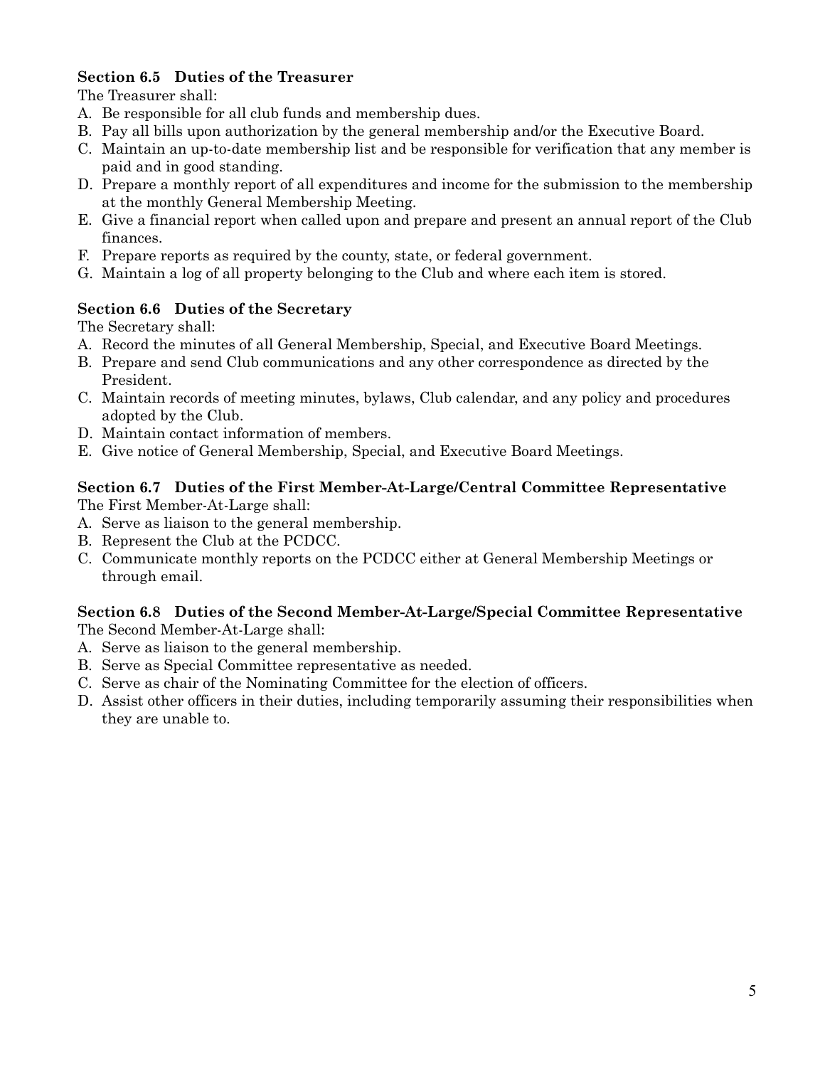### Section 6.5 Duties of the Treasurer

The Treasurer shall:

A. Be responsible for all club funds and membership dues.
B. Pay all bills upon authorization by the general membership and/or the Executive Board.
C. Maintain an up-to-date membership list and be responsible for verification that any member is paid and in good standing.
D. Prepare a monthly report of all expenditures and income for the submission to the membership at the monthly General Membership Meeting.
E. Give a financial report when called upon and prepare and present an annual report of the Club finances.
F. Prepare reports as required by the county, state, or federal government.
G. Maintain a log of all property belonging to the Club and where each item is stored.

### Section 6.6 Duties of the Secretary

The Secretary shall:

A. Record the minutes of all General Membership, Special, and Executive Board Meetings.
B. Prepare and send Club communications and any other correspondence as directed by the President.
C. Maintain records of meeting minutes, bylaws, Club calendar, and any policy and procedures adopted by the Club.
D. Maintain contact information of members.
E. Give notice of General Membership, Special, and Executive Board Meetings.

### Section 6.7 Duties of the First Member-At-Large/Central Committee Representative

The First Member-At-Large shall:

A. Serve as liaison to the general membership.
B. Represent the Club at the PCDCC.
C. Communicate monthly reports on the PCDCC either at General Membership Meetings or through email.

### Section 6.8 Duties of the Second Member-At-Large/Special Committee Representative

The Second Member-At-Large shall:

A. Serve as liaison to the general membership.
B. Serve as Special Committee representative as needed.
C. Serve as chair of the Nominating Committee for the election of officers.
D. Assist other officers in their duties, including temporarily assuming their responsibilities when they are unable to.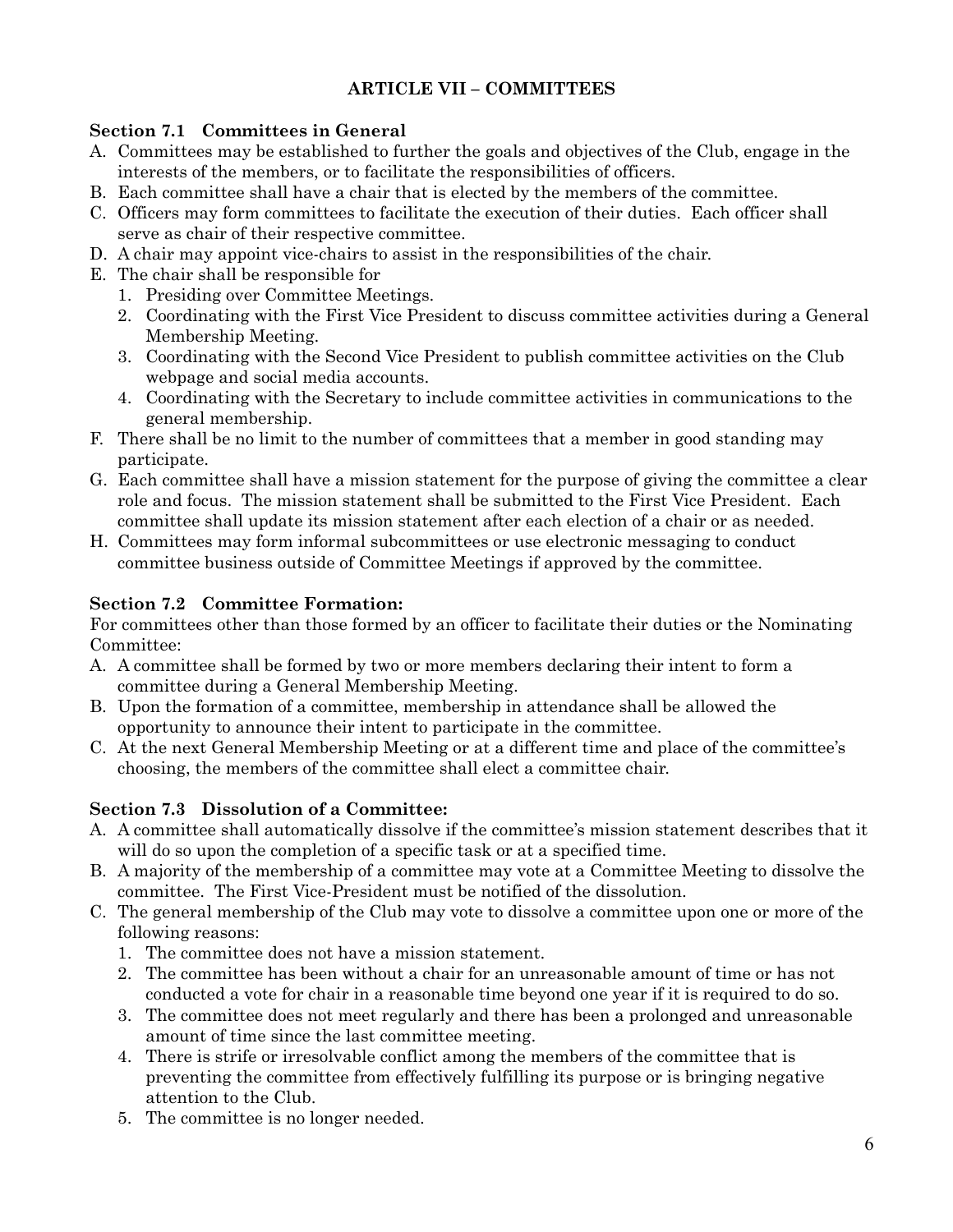## ARTICLE VII – COMMITTEES

### Section 7.1 Committees in General

A. Committees may be established to further the goals and objectives of the Club, engage in the interests of the members, or to facilitate the responsibilities of officers.
B. Each committee shall have a chair that is elected by the members of the committee.
C. Officers may form committees to facilitate the execution of their duties. Each officer shall serve as chair of their respective committee.
D. A chair may appoint vice-chairs to assist in the responsibilities of the chair.
E. The chair shall be responsible for
   1. Presiding over Committee Meetings.
   2. Coordinating with the First Vice President to discuss committee activities during a General Membership Meeting.
   3. Coordinating with the Second Vice President to publish committee activities on the Club webpage and social media accounts.
   4. Coordinating with the Secretary to include committee activities in communications to the general membership.
F. There shall be no limit to the number of committees that a member in good standing may participate.
G. Each committee shall have a mission statement for the purpose of giving the committee a clear role and focus. The mission statement shall be submitted to the First Vice President. Each committee shall update its mission statement after each election of a chair or as needed.
H. Committees may form informal subcommittees or use electronic messaging to conduct committee business outside of Committee Meetings if approved by the committee.

### Section 7.2 Committee Formation:

For committees other than those formed by an officer to facilitate their duties or the Nominating Committee:

A. A committee shall be formed by two or more members declaring their intent to form a committee during a General Membership Meeting.
B. Upon the formation of a committee, membership in attendance shall be allowed the opportunity to announce their intent to participate in the committee.
C. At the next General Membership Meeting or at a different time and place of the committee's choosing, the members of the committee shall elect a committee chair.

### Section 7.3 Dissolution of a Committee:

A. A committee shall automatically dissolve if the committee's mission statement describes that it will do so upon the completion of a specific task or at a specified time.
B. A majority of the membership of a committee may vote at a Committee Meeting to dissolve the committee. The First Vice-President must be notified of the dissolution.
C. The general membership of the Club may vote to dissolve a committee upon one or more of the following reasons:
   1. The committee does not have a mission statement.
   2. The committee has been without a chair for an unreasonable amount of time or has not conducted a vote for chair in a reasonable time beyond one year if it is required to do so.
   3. The committee does not meet regularly and there has been a prolonged and unreasonable amount of time since the last committee meeting.
   4. There is strife or irresolvable conflict among the members of the committee that is preventing the committee from effectively fulfilling its purpose or is bringing negative attention to the Club.
   5. The committee is no longer needed.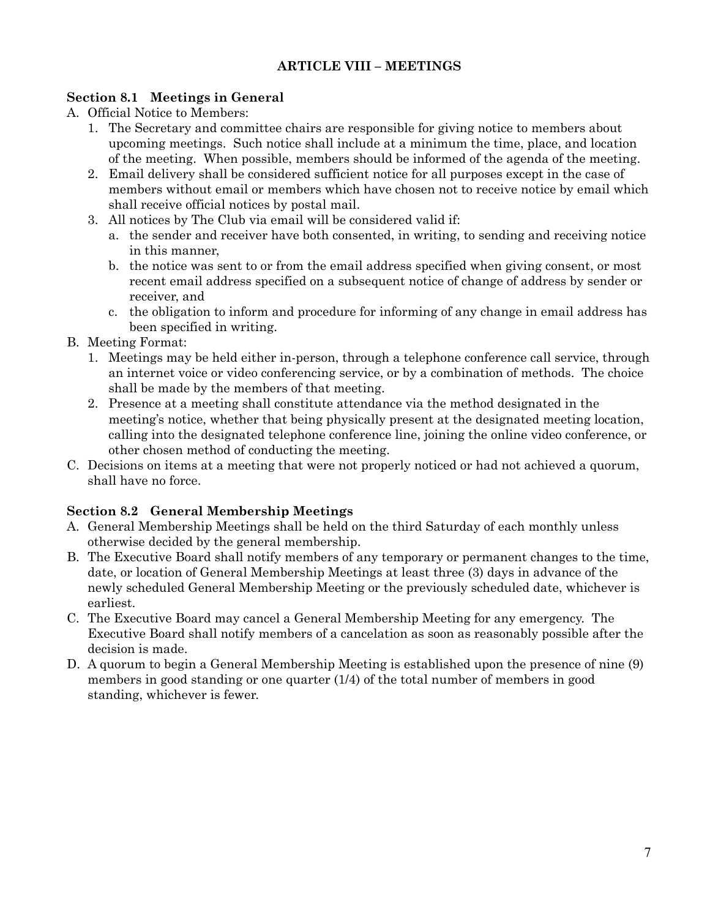## ARTICLE VIII – MEETINGS

### Section 8.1 Meetings in General

A. Official Notice to Members:
   1. The Secretary and committee chairs are responsible for giving notice to members about upcoming meetings. Such notice shall include at a minimum the time, place, and location of the meeting. When possible, members should be informed of the agenda of the meeting.
   2. Email delivery shall be considered sufficient notice for all purposes except in the case of members without email or members which have chosen not to receive notice by email which shall receive official notices by postal mail.
   3. All notices by The Club via email will be considered valid if:
      a. the sender and receiver have both consented, in writing, to sending and receiving notice in this manner,
      b. the notice was sent to or from the email address specified when giving consent, or most recent email address specified on a subsequent notice of change of address by sender or receiver, and
      c. the obligation to inform and procedure for informing of any change in email address has been specified in writing.

B. Meeting Format:
   1. Meetings may be held either in-person, through a telephone conference call service, through an internet voice or video conferencing service, or by a combination of methods. The choice shall be made by the members of that meeting.
   2. Presence at a meeting shall constitute attendance via the method designated in the meeting's notice, whether that being physically present at the designated meeting location, calling into the designated telephone conference line, joining the online video conference, or other chosen method of conducting the meeting.

C. Decisions on items at a meeting that were not properly noticed or had not achieved a quorum, shall have no force.

### Section 8.2 General Membership Meetings

A. General Membership Meetings shall be held on the third Saturday of each monthly unless otherwise decided by the general membership.

B. The Executive Board shall notify members of any temporary or permanent changes to the time, date, or location of General Membership Meetings at least three (3) days in advance of the newly scheduled General Membership Meeting or the previously scheduled date, whichever is earliest.

C. The Executive Board may cancel a General Membership Meeting for any emergency. The Executive Board shall notify members of a cancelation as soon as reasonably possible after the decision is made.

D. A quorum to begin a General Membership Meeting is established upon the presence of nine (9) members in good standing or one quarter (1/4) of the total number of members in good standing, whichever is fewer.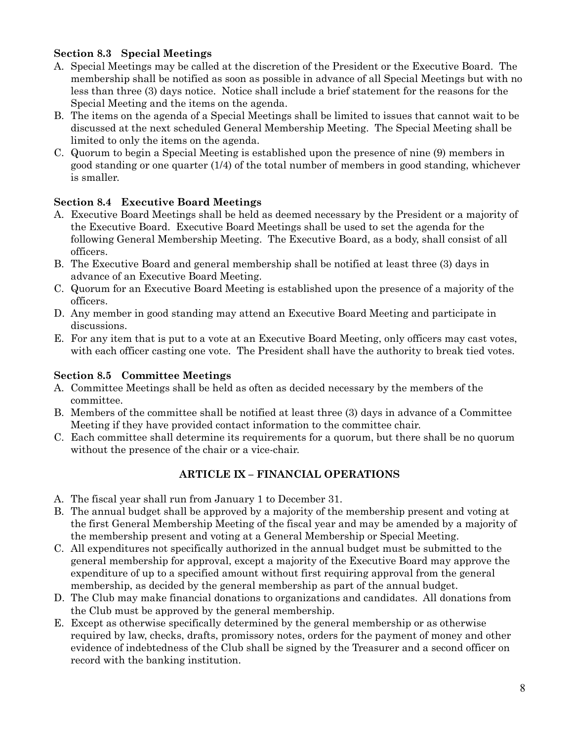### Section 8.3 Special Meetings

A. Special Meetings may be called at the discretion of the President or the Executive Board. The membership shall be notified as soon as possible in advance of all Special Meetings but with no less than three (3) days notice. Notice shall include a brief statement for the reasons for the Special Meeting and the items on the agenda.
B. The items on the agenda of a Special Meetings shall be limited to issues that cannot wait to be discussed at the next scheduled General Membership Meeting. The Special Meeting shall be limited to only the items on the agenda.
C. Quorum to begin a Special Meeting is established upon the presence of nine (9) members in good standing or one quarter (1/4) of the total number of members in good standing, whichever is smaller.

### Section 8.4 Executive Board Meetings

A. Executive Board Meetings shall be held as deemed necessary by the President or a majority of the Executive Board. Executive Board Meetings shall be used to set the agenda for the following General Membership Meeting. The Executive Board, as a body, shall consist of all officers.
B. The Executive Board and general membership shall be notified at least three (3) days in advance of an Executive Board Meeting.
C. Quorum for an Executive Board Meeting is established upon the presence of a majority of the officers.
D. Any member in good standing may attend an Executive Board Meeting and participate in discussions.
E. For any item that is put to a vote at an Executive Board Meeting, only officers may cast votes, with each officer casting one vote. The President shall have the authority to break tied votes.

### Section 8.5 Committee Meetings

A. Committee Meetings shall be held as often as decided necessary by the members of the committee.
B. Members of the committee shall be notified at least three (3) days in advance of a Committee Meeting if they have provided contact information to the committee chair.
C. Each committee shall determine its requirements for a quorum, but there shall be no quorum without the presence of the chair or a vice-chair.

## ARTICLE IX – FINANCIAL OPERATIONS

A. The fiscal year shall run from January 1 to December 31.
B. The annual budget shall be approved by a majority of the membership present and voting at the first General Membership Meeting of the fiscal year and may be amended by a majority of the membership present and voting at a General Membership or Special Meeting.
C. All expenditures not specifically authorized in the annual budget must be submitted to the general membership for approval, except a majority of the Executive Board may approve the expenditure of up to a specified amount without first requiring approval from the general membership, as decided by the general membership as part of the annual budget.
D. The Club may make financial donations to organizations and candidates. All donations from the Club must be approved by the general membership.
E. Except as otherwise specifically determined by the general membership or as otherwise required by law, checks, drafts, promissory notes, orders for the payment of money and other evidence of indebtedness of the Club shall be signed by the Treasurer and a second officer on record with the banking institution.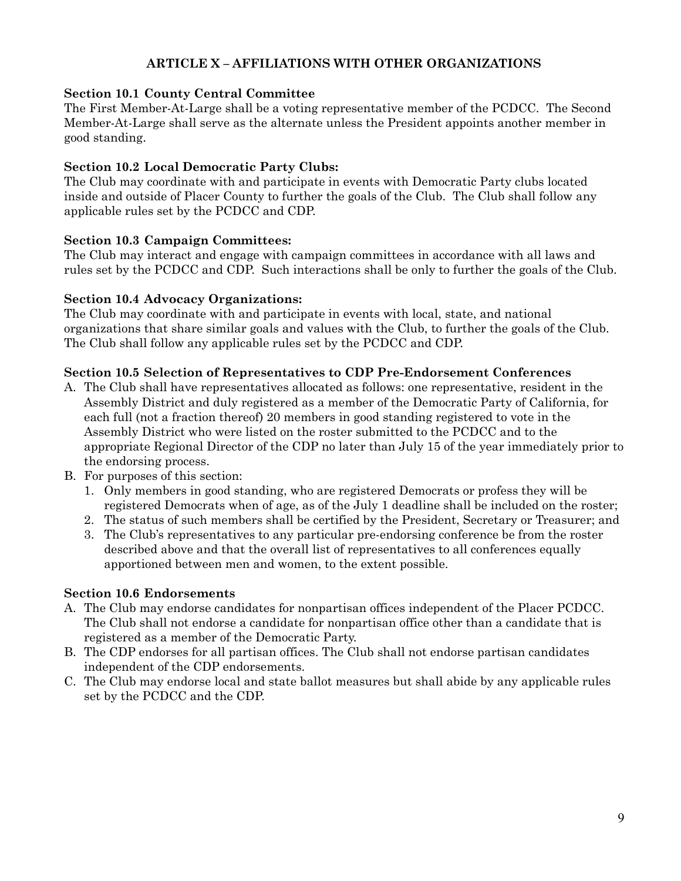## ARTICLE X – AFFILIATIONS WITH OTHER ORGANIZATIONS

**Section 10.1 County Central Committee**

The First Member-At-Large shall be a voting representative member of the PCDCC. The Second Member-At-Large shall serve as the alternate unless the President appoints another member in good standing.

**Section 10.2 Local Democratic Party Clubs:**

The Club may coordinate with and participate in events with Democratic Party clubs located inside and outside of Placer County to further the goals of the Club. The Club shall follow any applicable rules set by the PCDCC and CDP.

**Section 10.3 Campaign Committees:**

The Club may interact and engage with campaign committees in accordance with all laws and rules set by the PCDCC and CDP. Such interactions shall be only to further the goals of the Club.

**Section 10.4 Advocacy Organizations:**

The Club may coordinate with and participate in events with local, state, and national organizations that share similar goals and values with the Club, to further the goals of the Club. The Club shall follow any applicable rules set by the PCDCC and CDP.

**Section 10.5 Selection of Representatives to CDP Pre-Endorsement Conferences**

A. The Club shall have representatives allocated as follows: one representative, resident in the Assembly District and duly registered as a member of the Democratic Party of California, for each full (not a fraction thereof) 20 members in good standing registered to vote in the Assembly District who were listed on the roster submitted to the PCDCC and to the appropriate Regional Director of the CDP no later than July 15 of the year immediately prior to the endorsing process.
B. For purposes of this section:
   1. Only members in good standing, who are registered Democrats or profess they will be registered Democrats when of age, as of the July 1 deadline shall be included on the roster;
   2. The status of such members shall be certified by the President, Secretary or Treasurer; and
   3. The Club's representatives to any particular pre-endorsing conference be from the roster described above and that the overall list of representatives to all conferences equally apportioned between men and women, to the extent possible.

**Section 10.6 Endorsements**

A. The Club may endorse candidates for nonpartisan offices independent of the Placer PCDCC. The Club shall not endorse a candidate for nonpartisan office other than a candidate that is registered as a member of the Democratic Party.
B. The CDP endorses for all partisan offices. The Club shall not endorse partisan candidates independent of the CDP endorsements.
C. The Club may endorse local and state ballot measures but shall abide by any applicable rules set by the PCDCC and the CDP.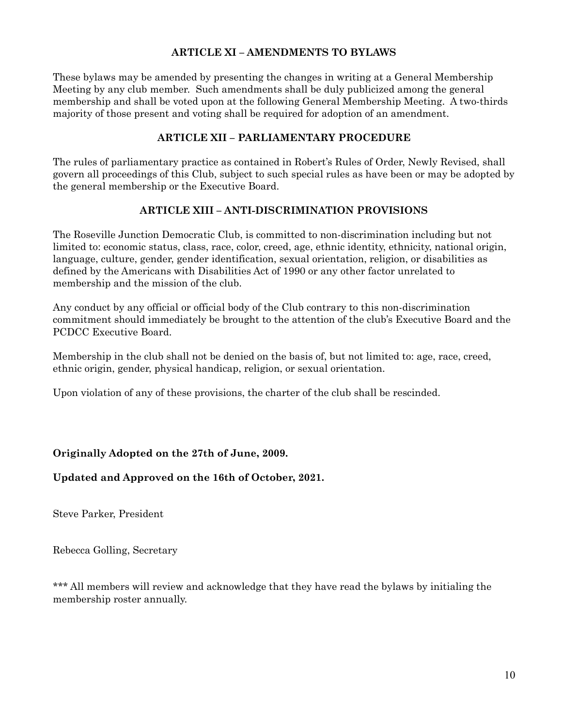## ARTICLE XI – AMENDMENTS TO BYLAWS

These bylaws may be amended by presenting the changes in writing at a General Membership Meeting by any club member. Such amendments shall be duly publicized among the general membership and shall be voted upon at the following General Membership Meeting. A two-thirds majority of those present and voting shall be required for adoption of an amendment.

## ARTICLE XII – PARLIAMENTARY PROCEDURE

The rules of parliamentary practice as contained in Robert's Rules of Order, Newly Revised, shall govern all proceedings of this Club, subject to such special rules as have been or may be adopted by the general membership or the Executive Board.

## ARTICLE XIII – ANTI-DISCRIMINATION PROVISIONS

The Roseville Junction Democratic Club, is committed to non-discrimination including but not limited to: economic status, class, race, color, creed, age, ethnic identity, ethnicity, national origin, language, culture, gender, gender identification, sexual orientation, religion, or disabilities as defined by the Americans with Disabilities Act of 1990 or any other factor unrelated to membership and the mission of the club.

Any conduct by any official or official body of the Club contrary to this non-discrimination commitment should immediately be brought to the attention of the club's Executive Board and the PCDCC Executive Board.

Membership in the club shall not be denied on the basis of, but not limited to: age, race, creed, ethnic origin, gender, physical handicap, religion, or sexual orientation.

Upon violation of any of these provisions, the charter of the club shall be rescinded.

**Originally Adopted on the 27th of June, 2009.**

**Updated and Approved on the 16th of October, 2021.**

Steve Parker, President

Rebecca Golling, Secretary

*** All members will review and acknowledge that they have read the bylaws by initialing the membership roster annually.